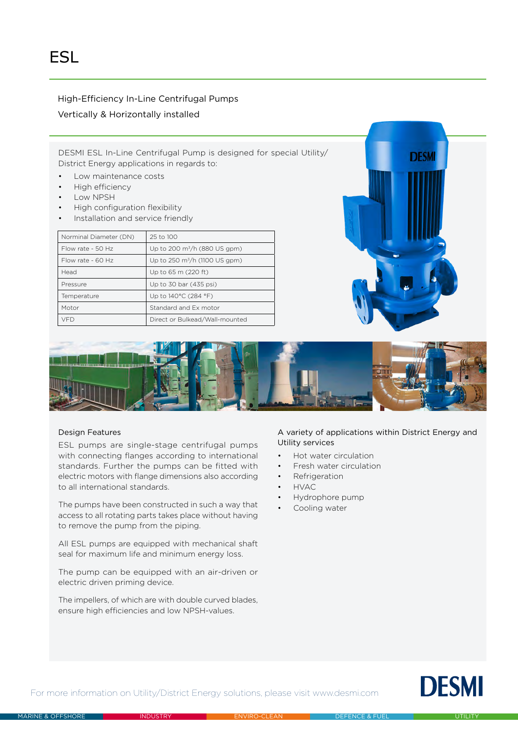# ESL

High-Efficiency In-Line Centrifugal Pumps

Vertically & Horizontally installed

DESMI ESL In-Line Centrifugal Pump is designed for special Utility/ District Energy applications in regards to:

- Low maintenance costs
- High efficiency
- Low NPSH
- High configuration flexibility
- Installation and service friendly

| Norminal Diameter (DN) | 25 to 100 |
|---|---|
| Flow rate - 50 Hz | Up to 200 m³/h (880 US gpm) |
| Flow rate - 60 Hz | Up to 250 m³/h (1100 US gpm) |
| Head | Up to 65 m (220 ft) |
| Pressure | Up to 30 bar (435 psi) |
| Temperature | Up to 140°C (284 °F) |
| Motor | Standard and Ex motor |
| VFD | Direct or Bulkead/Wall-mounted |

### Design Features

ESL pumps are single-stage centrifugal pumps with connecting flanges according to international standards. Further the pumps can be fitted with electric motors with flange dimensions also according to all international standards.

The pumps have been constructed in such a way that access to all rotating parts takes place without having to remove the pump from the piping.

All ESL pumps are equipped with mechanical shaft seal for maximum life and minimum energy loss.

The pump can be equipped with an air-driven or electric driven priming device.

The impellers, of which are with double curved blades, ensure high efficiencies and low NPSH-values.

### A variety of applications within District Energy and Utility services

- Hot water circulation
- Fresh water circulation
- Refrigeration
- HVAC
- Hydrophore pump
- Cooling water

For more information on Utility/District Energy solutions, please visit www.desmi.com

DESMI

MARINE & OFFSHORE | INDUSTRY | ENVIRO-CLEAN | DEFENCE & FUEL | UTILITY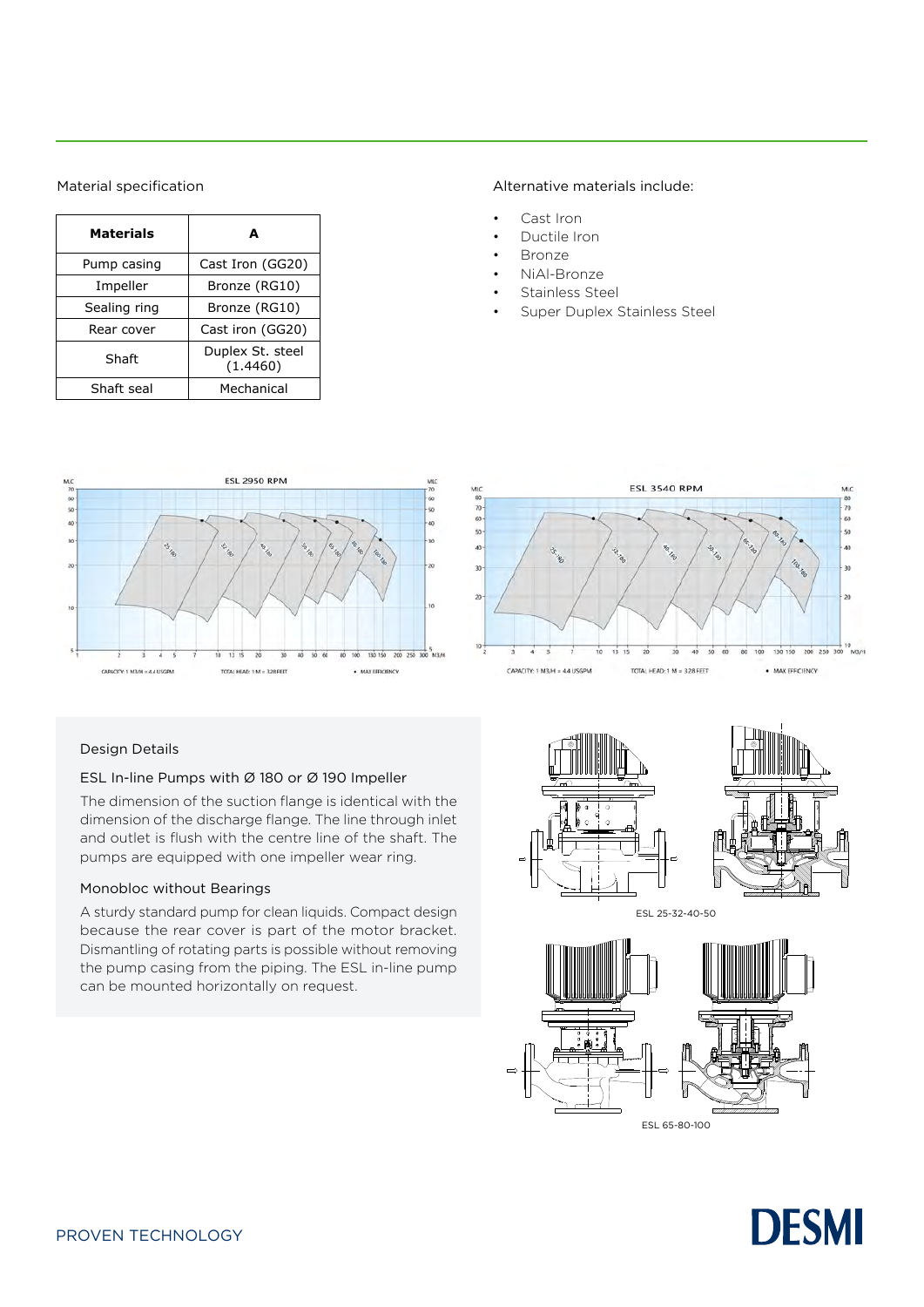Material specification

| Materials | A |
|---|---|
| Pump casing | Cast Iron (GG20) |
| Impeller | Bronze (RG10) |
| Sealing ring | Bronze (RG10) |
| Rear cover | Cast iron (GG20) |
| Shaft | Duplex St. steel (1.4460) |
| Shaft seal | Mechanical |

Alternative materials include:

- Cast Iron
- Ductile Iron
- Bronze
- NiAl-Bronze
- Stainless Steel
- Super Duplex Stainless Steel

ESL 2950 RPM

CAPACITY: 1 M3/H = 4.4 USGPM

TOTAL HEAD: 1 M = 3.28 FEET

• MAX EFFICIENCY

ESL 3540 RPM

CAPACITY: 1 M3/H = 4.4 USGPM

TOTAL HEAD: 1 M = 3.28 FEET

• MAX EFFICIENCY

## Design Details

### ESL In-line Pumps with Ø 180 or Ø 190 Impeller

The dimension of the suction flange is identical with the dimension of the discharge flange. The line through inlet and outlet is flush with the centre line of the shaft. The pumps are equipped with one impeller wear ring.

### Monobloc without Bearings

A sturdy standard pump for clean liquids. Compact design because the rear cover is part of the motor bracket. Dismantling of rotating parts is possible without removing the pump casing from the piping. The ESL in-line pump can be mounted horizontally on request.

ESL 25-32-40-50

ESL 65-80-100

PROVEN TECHNOLOGY

DESMI